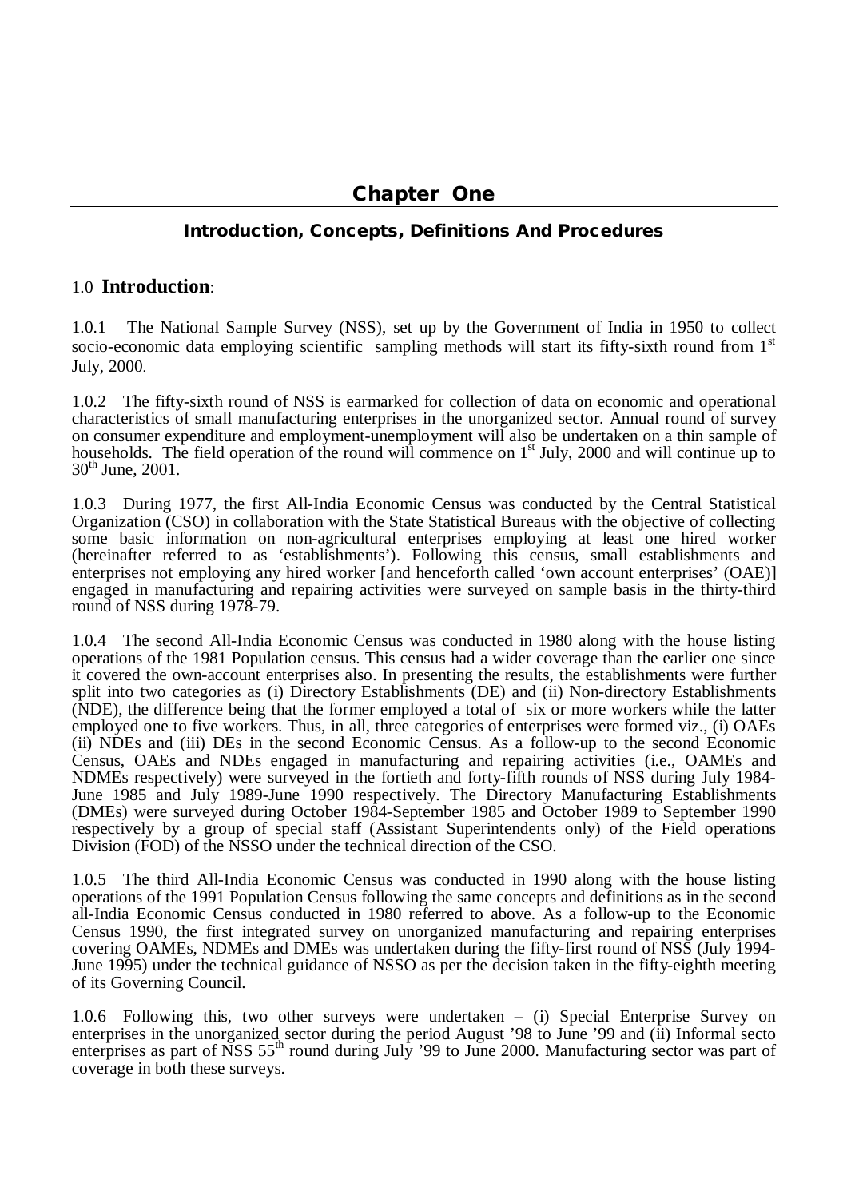# Chapter One

## Introduction, Concepts, Definitions And Procedures

### 1.0 Introduction:

1.0.1 The National Sample Survey (NSS), set up by the Government of India in 1950 to collect socio-economic data employing scientific sampling methods will start its fifty-sixth round from 1st July, 2000.

1.0.2 The fifty-sixth round of NSS is earmarked for collection of data on economic and operational characteristics of small manufacturing enterprises in the unorganized sector. Annual round of survey on consumer expenditure and employment-unemployment will also be undertaken on a thin sample of households. The field operation of the round will commence on 1st July, 2000 and will continue up to 30th June, 2001.

1.0.3 During 1977, the first All-India Economic Census was conducted by the Central Statistical Organization (CSO) in collaboration with the State Statistical Bureaus with the objective of collecting some basic information on non-agricultural enterprises employing at least one hired worker (hereinafter referred to as 'establishments'). Following this census, small establishments and enterprises not employing any hired worker [and henceforth called 'own account enterprises' (OAE)] engaged in manufacturing and repairing activities were surveyed on sample basis in the thirty-third round of NSS during 1978-79.

1.0.4 The second All-India Economic Census was conducted in 1980 along with the house listing operations of the 1981 Population census. This census had a wider coverage than the earlier one since it covered the own-account enterprises also. In presenting the results, the establishments were further split into two categories as (i) Directory Establishments (DE) and (ii) Non-directory Establishments (NDE), the difference being that the former employed a total of six or more workers while the latter employed one to five workers. Thus, in all, three categories of enterprises were formed viz., (i) OAEs (ii) NDEs and (iii) DEs in the second Economic Census. As a follow-up to the second Economic Census, OAEs and NDEs engaged in manufacturing and repairing activities (i.e., OAMEs and NDMEs respectively) were surveyed in the fortieth and forty-fifth rounds of NSS during July 1984-June 1985 and July 1989-June 1990 respectively. The Directory Manufacturing Establishments (DMEs) were surveyed during October 1984-September 1985 and October 1989 to September 1990 respectively by a group of special staff (Assistant Superintendents only) of the Field operations Division (FOD) of the NSSO under the technical direction of the CSO.

1.0.5 The third All-India Economic Census was conducted in 1990 along with the house listing operations of the 1991 Population Census following the same concepts and definitions as in the second all-India Economic Census conducted in 1980 referred to above. As a follow-up to the Economic Census 1990, the first integrated survey on unorganized manufacturing and repairing enterprises covering OAMEs, NDMEs and DMEs was undertaken during the fifty-first round of NSS (July 1994-June 1995) under the technical guidance of NSSO as per the decision taken in the fifty-eighth meeting of its Governing Council.

1.0.6 Following this, two other surveys were undertaken – (i) Special Enterprise Survey on enterprises in the unorganized sector during the period August '98 to June '99 and (ii) Informal secto enterprises as part of NSS 55th round during July '99 to June 2000. Manufacturing sector was part of coverage in both these surveys.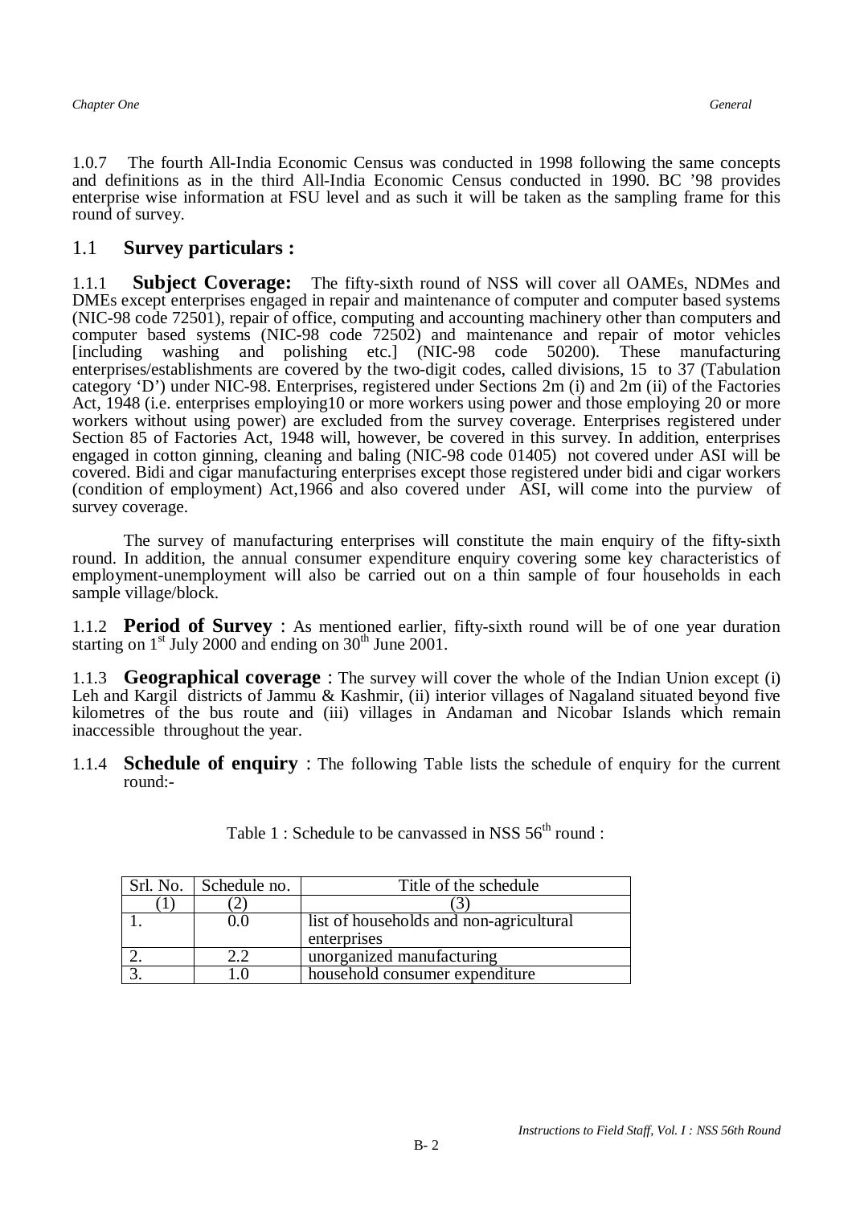1.0.7 The fourth All-India Economic Census was conducted in 1998 following the same concepts and definitions as in the third All-India Economic Census conducted in 1990. BC '98 provides enterprise wise information at FSU level and as such it will be taken as the sampling frame for this round of survey.

## 1.1 Survey particulars :

1.1.1 **Subject Coverage:** The fifty-sixth round of NSS will cover all OAMEs, NDMes and DMEs except enterprises engaged in repair and maintenance of computer and computer based systems (NIC-98 code 72501), repair of office, computing and accounting machinery other than computers and computer based systems (NIC-98 code 72502) and maintenance and repair of motor vehicles [including washing and polishing etc.] (NIC-98 code 50200). These manufacturing enterprises/establishments are covered by the two-digit codes, called divisions, 15 to 37 (Tabulation category 'D') under NIC-98. Enterprises, registered under Sections 2m (i) and 2m (ii) of the Factories Act, 1948 (i.e. enterprises employing10 or more workers using power and those employing 20 or more workers without using power) are excluded from the survey coverage. Enterprises registered under Section 85 of Factories Act, 1948 will, however, be covered in this survey. In addition, enterprises engaged in cotton ginning, cleaning and baling (NIC-98 code 01405) not covered under ASI will be covered. Bidi and cigar manufacturing enterprises except those registered under bidi and cigar workers (condition of employment) Act,1966 and also covered under ASI, will come into the purview of survey coverage.

The survey of manufacturing enterprises will constitute the main enquiry of the fifty-sixth round. In addition, the annual consumer expenditure enquiry covering some key characteristics of employment-unemployment will also be carried out on a thin sample of four households in each sample village/block.

1.1.2 **Period of Survey** : As mentioned earlier, fifty-sixth round will be of one year duration starting on 1st July 2000 and ending on 30th June 2001.

1.1.3 **Geographical coverage** : The survey will cover the whole of the Indian Union except (i) Leh and Kargil districts of Jammu & Kashmir, (ii) interior villages of Nagaland situated beyond five kilometres of the bus route and (iii) villages in Andaman and Nicobar Islands which remain inaccessible throughout the year.

1.1.4 **Schedule of enquiry** : The following Table lists the schedule of enquiry for the current round:-

Table 1 : Schedule to be canvassed in NSS 56th round :

| Srl. No. | Schedule no. | Title of the schedule |
|---|---|---|
| (1) | (2) | (3) |
| 1. | 0.0 | list of households and non-agricultural enterprises |
| 2. | 2.2 | unorganized manufacturing |
| 3. | 1.0 | household consumer expenditure |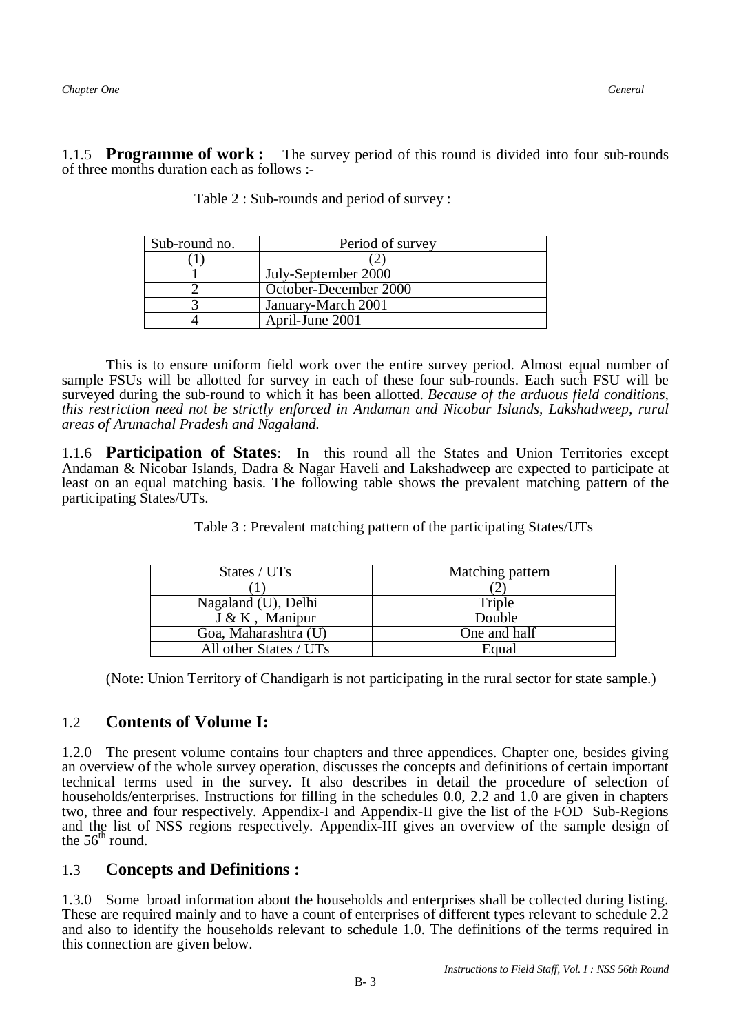1.1.5 **Programme of work :** The survey period of this round is divided into four sub-rounds of three months duration each as follows :-

Table 2 : Sub-rounds and period of survey :

| Sub-round no. | Period of survey |
|---|---|
| (1) | (2) |
| 1 | July-September 2000 |
| 2 | October-December 2000 |
| 3 | January-March 2001 |
| 4 | April-June 2001 |

This is to ensure uniform field work over the entire survey period. Almost equal number of sample FSUs will be allotted for survey in each of these four sub-rounds. Each such FSU will be surveyed during the sub-round to which it has been allotted. *Because of the arduous field conditions, this restriction need not be strictly enforced in Andaman and Nicobar Islands, Lakshadweep, rural areas of Arunachal Pradesh and Nagaland.*

1.1.6 **Participation of States**: In this round all the States and Union Territories except Andaman & Nicobar Islands, Dadra & Nagar Haveli and Lakshadweep are expected to participate at least on an equal matching basis. The following table shows the prevalent matching pattern of the participating States/UTs.

Table 3 : Prevalent matching pattern of the participating States/UTs

| States / UTs | Matching pattern |
|---|---|
| (1) | (2) |
| Nagaland (U), Delhi | Triple |
| J & K , Manipur | Double |
| Goa, Maharashtra (U) | One and half |
| All other States / UTs | Equal |

(Note: Union Territory of Chandigarh is not participating in the rural sector for state sample.)

## 1.2 Contents of Volume I:

1.2.0 The present volume contains four chapters and three appendices. Chapter one, besides giving an overview of the whole survey operation, discusses the concepts and definitions of certain important technical terms used in the survey. It also describes in detail the procedure of selection of households/enterprises. Instructions for filling in the schedules 0.0, 2.2 and 1.0 are given in chapters two, three and four respectively. Appendix-I and Appendix-II give the list of the FOD Sub-Regions and the list of NSS regions respectively. Appendix-III gives an overview of the sample design of the 56th round.

## 1.3 Concepts and Definitions :

1.3.0 Some broad information about the households and enterprises shall be collected during listing. These are required mainly and to have a count of enterprises of different types relevant to schedule 2.2 and also to identify the households relevant to schedule 1.0. The definitions of the terms required in this connection are given below.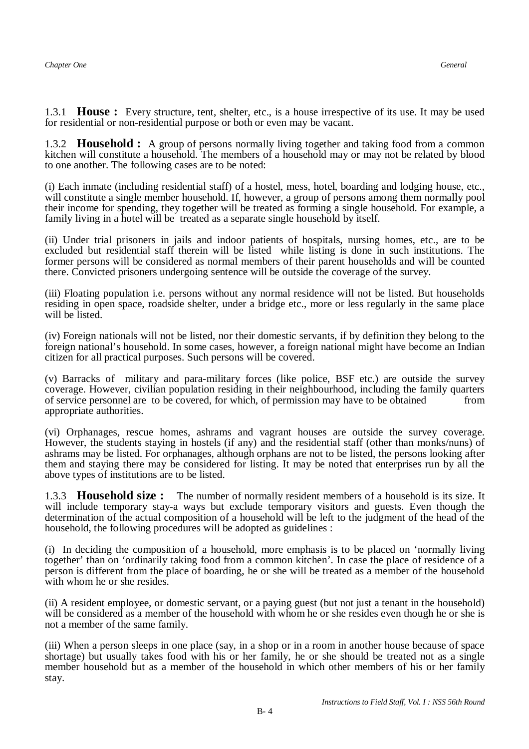1.3.1 **House :** Every structure, tent, shelter, etc., is a house irrespective of its use. It may be used for residential or non-residential purpose or both or even may be vacant.

1.3.2 **Household :** A group of persons normally living together and taking food from a common kitchen will constitute a household. The members of a household may or may not be related by blood to one another. The following cases are to be noted:

(i) Each inmate (including residential staff) of a hostel, mess, hotel, boarding and lodging house, etc., will constitute a single member household. If, however, a group of persons among them normally pool their income for spending, they together will be treated as forming a single household. For example, a family living in a hotel will be treated as a separate single household by itself.

(ii) Under trial prisoners in jails and indoor patients of hospitals, nursing homes, etc., are to be excluded but residential staff therein will be listed while listing is done in such institutions. The former persons will be considered as normal members of their parent households and will be counted there. Convicted prisoners undergoing sentence will be outside the coverage of the survey.

(iii) Floating population i.e. persons without any normal residence will not be listed. But households residing in open space, roadside shelter, under a bridge etc., more or less regularly in the same place will be listed.

(iv) Foreign nationals will not be listed, nor their domestic servants, if by definition they belong to the foreign national's household. In some cases, however, a foreign national might have become an Indian citizen for all practical purposes. Such persons will be covered.

(v) Barracks of military and para-military forces (like police, BSF etc.) are outside the survey coverage. However, civilian population residing in their neighbourhood, including the family quarters of service personnel are to be covered, for which, of permission may have to be obtained from appropriate authorities.

(vi) Orphanages, rescue homes, ashrams and vagrant houses are outside the survey coverage. However, the students staying in hostels (if any) and the residential staff (other than monks/nuns) of ashrams may be listed. For orphanages, although orphans are not to be listed, the persons looking after them and staying there may be considered for listing. It may be noted that enterprises run by all the above types of institutions are to be listed.

1.3.3 **Household size :** The number of normally resident members of a household is its size. It will include temporary stay-a ways but exclude temporary visitors and guests. Even though the determination of the actual composition of a household will be left to the judgment of the head of the household, the following procedures will be adopted as guidelines :

(i) In deciding the composition of a household, more emphasis is to be placed on 'normally living together' than on 'ordinarily taking food from a common kitchen'. In case the place of residence of a person is different from the place of boarding, he or she will be treated as a member of the household with whom he or she resides.

(ii) A resident employee, or domestic servant, or a paying guest (but not just a tenant in the household) will be considered as a member of the household with whom he or she resides even though he or she is not a member of the same family.

(iii) When a person sleeps in one place (say, in a shop or in a room in another house because of space shortage) but usually takes food with his or her family, he or she should be treated not as a single member household but as a member of the household in which other members of his or her family stay.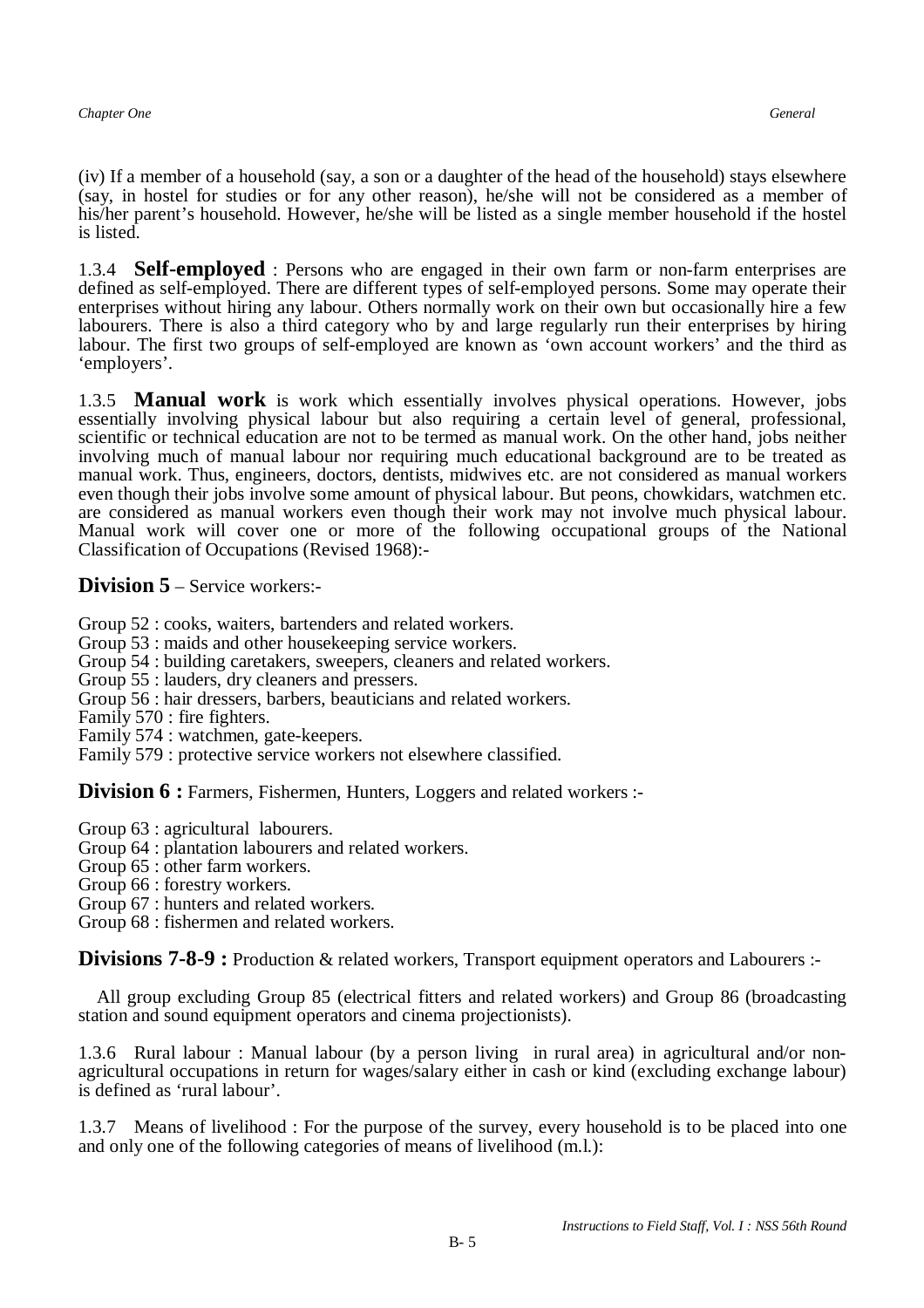(iv) If a member of a household (say, a son or a daughter of the head of the household) stays elsewhere (say, in hostel for studies or for any other reason), he/she will not be considered as a member of his/her parent's household. However, he/she will be listed as a single member household if the hostel is listed.

1.3.4 **Self-employed** : Persons who are engaged in their own farm or non-farm enterprises are defined as self-employed. There are different types of self-employed persons. Some may operate their enterprises without hiring any labour. Others normally work on their own but occasionally hire a few labourers. There is also a third category who by and large regularly run their enterprises by hiring labour. The first two groups of self-employed are known as 'own account workers' and the third as 'employers'.

1.3.5 **Manual work** is work which essentially involves physical operations. However, jobs essentially involving physical labour but also requiring a certain level of general, professional, scientific or technical education are not to be termed as manual work. On the other hand, jobs neither involving much of manual labour nor requiring much educational background are to be treated as manual work. Thus, engineers, doctors, dentists, midwives etc. are not considered as manual workers even though their jobs involve some amount of physical labour. But peons, chowkidars, watchmen etc. are considered as manual workers even though their work may not involve much physical labour. Manual work will cover one or more of the following occupational groups of the National Classification of Occupations (Revised 1968):-

**Division 5** – Service workers:-

Group 52 : cooks, waiters, bartenders and related workers.
Group 53 : maids and other housekeeping service workers.
Group 54 : building caretakers, sweepers, cleaners and related workers.
Group 55 : lauders, dry cleaners and pressers.
Group 56 : hair dressers, barbers, beauticians and related workers.
Family 570 : fire fighters.
Family 574 : watchmen, gate-keepers.
Family 579 : protective service workers not elsewhere classified.

**Division 6 :** Farmers, Fishermen, Hunters, Loggers and related workers :-

Group 63 : agricultural labourers.
Group 64 : plantation labourers and related workers.
Group 65 : other farm workers.
Group 66 : forestry workers.
Group 67 : hunters and related workers.
Group 68 : fishermen and related workers.

**Divisions 7-8-9 :** Production & related workers, Transport equipment operators and Labourers :-

All group excluding Group 85 (electrical fitters and related workers) and Group 86 (broadcasting station and sound equipment operators and cinema projectionists).

1.3.6 Rural labour : Manual labour (by a person living in rural area) in agricultural and/or non-agricultural occupations in return for wages/salary either in cash or kind (excluding exchange labour) is defined as 'rural labour'.

1.3.7 Means of livelihood : For the purpose of the survey, every household is to be placed into one and only one of the following categories of means of livelihood (m.l.):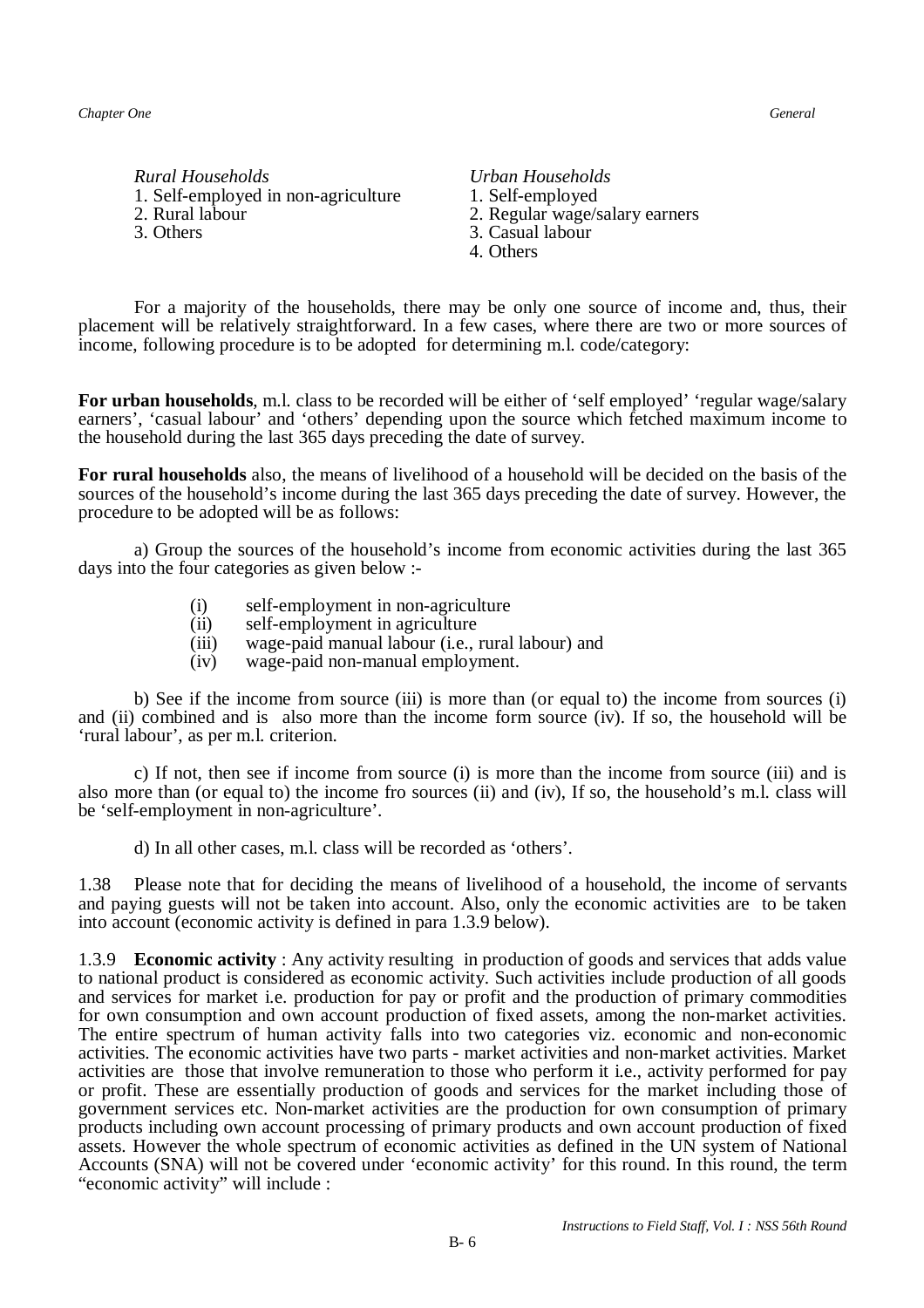| *Rural Households* | *Urban Households* |
|---|---|
| 1. Self-employed in non-agriculture | 1. Self-employed |
| 2. Rural labour | 2. Regular wage/salary earners |
| 3. Others | 3. Casual labour |
| | 4. Others |

For a majority of the households, there may be only one source of income and, thus, their placement will be relatively straightforward. In a few cases, where there are two or more sources of income, following procedure is to be adopted for determining m.l. code/category:

**For urban households**, m.l. class to be recorded will be either of 'self employed' 'regular wage/salary earners', 'casual labour' and 'others' depending upon the source which fetched maximum income to the household during the last 365 days preceding the date of survey.

**For rural households** also, the means of livelihood of a household will be decided on the basis of the sources of the household's income during the last 365 days preceding the date of survey. However, the procedure to be adopted will be as follows:

a) Group the sources of the household's income from economic activities during the last 365 days into the four categories as given below :-

(i) self-employment in non-agriculture
(ii) self-employment in agriculture
(iii) wage-paid manual labour (i.e., rural labour) and
(iv) wage-paid non-manual employment.

b) See if the income from source (iii) is more than (or equal to) the income from sources (i) and (ii) combined and is also more than the income form source (iv). If so, the household will be 'rural labour', as per m.l. criterion.

c) If not, then see if income from source (i) is more than the income from source (iii) and is also more than (or equal to) the income fro sources (ii) and (iv), If so, the household's m.l. class will be 'self-employment in non-agriculture'.

d) In all other cases, m.l. class will be recorded as 'others'.

1.38 Please note that for deciding the means of livelihood of a household, the income of servants and paying guests will not be taken into account. Also, only the economic activities are to be taken into account (economic activity is defined in para 1.3.9 below).

1.3.9 **Economic activity** : Any activity resulting in production of goods and services that adds value to national product is considered as economic activity. Such activities include production of all goods and services for market i.e. production for pay or profit and the production of primary commodities for own consumption and own account production of fixed assets, among the non-market activities. The entire spectrum of human activity falls into two categories viz. economic and non-economic activities. The economic activities have two parts - market activities and non-market activities. Market activities are those that involve remuneration to those who perform it i.e., activity performed for pay or profit. These are essentially production of goods and services for the market including those of government services etc. Non-market activities are the production for own consumption of primary products including own account processing of primary products and own account production of fixed assets. However the whole spectrum of economic activities as defined in the UN system of National Accounts (SNA) will not be covered under 'economic activity' for this round. In this round, the term "economic activity" will include :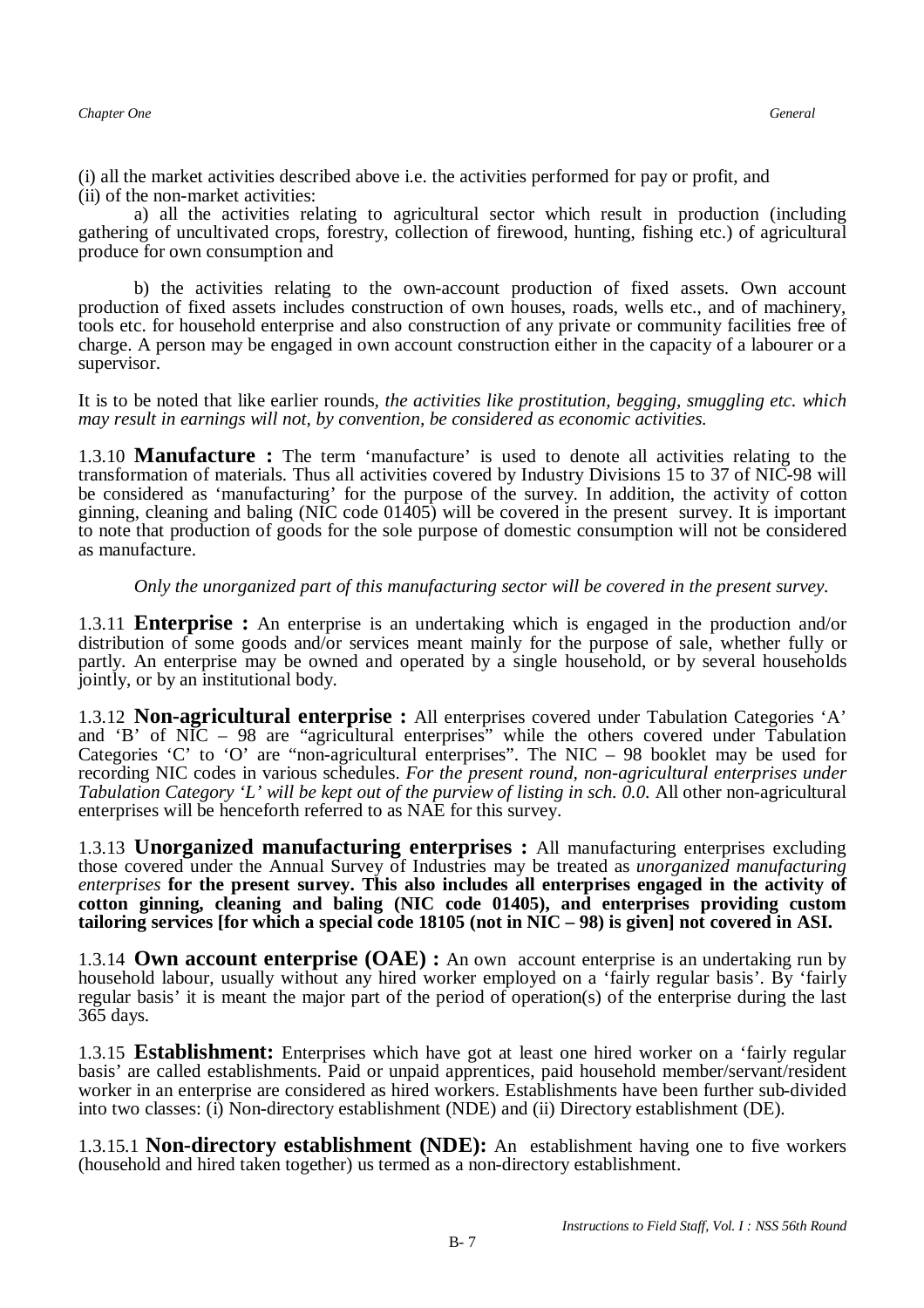(i) all the market activities described above i.e. the activities performed for pay or profit, and
(ii) of the non-market activities:

a) all the activities relating to agricultural sector which result in production (including gathering of uncultivated crops, forestry, collection of firewood, hunting, fishing etc.) of agricultural produce for own consumption and

b) the activities relating to the own-account production of fixed assets. Own account production of fixed assets includes construction of own houses, roads, wells etc., and of machinery, tools etc. for household enterprise and also construction of any private or community facilities free of charge. A person may be engaged in own account construction either in the capacity of a labourer or a supervisor.

It is to be noted that like earlier rounds, *the activities like prostitution, begging, smuggling etc. which may result in earnings will not, by convention, be considered as economic activities.*

1.3.10 **Manufacture :** The term 'manufacture' is used to denote all activities relating to the transformation of materials. Thus all activities covered by Industry Divisions 15 to 37 of NIC-98 will be considered as 'manufacturing' for the purpose of the survey. In addition, the activity of cotton ginning, cleaning and baling (NIC code 01405) will be covered in the present survey. It is important to note that production of goods for the sole purpose of domestic consumption will not be considered as manufacture.

*Only the unorganized part of this manufacturing sector will be covered in the present survey.*

1.3.11 **Enterprise :** An enterprise is an undertaking which is engaged in the production and/or distribution of some goods and/or services meant mainly for the purpose of sale, whether fully or partly. An enterprise may be owned and operated by a single household, or by several households jointly, or by an institutional body.

1.3.12 **Non-agricultural enterprise :** All enterprises covered under Tabulation Categories 'A' and 'B' of NIC – 98 are "agricultural enterprises" while the others covered under Tabulation Categories 'C' to 'O' are "non-agricultural enterprises". The NIC – 98 booklet may be used for recording NIC codes in various schedules. *For the present round, non-agricultural enterprises under Tabulation Category 'L' will be kept out of the purview of listing in sch. 0.0.* All other non-agricultural enterprises will be henceforth referred to as NAE for this survey.

1.3.13 **Unorganized manufacturing enterprises :** All manufacturing enterprises excluding those covered under the Annual Survey of Industries may be treated as *unorganized manufacturing enterprises* **for the present survey. This also includes all enterprises engaged in the activity of cotton ginning, cleaning and baling (NIC code 01405), and enterprises providing custom tailoring services [for which a special code 18105 (not in NIC – 98) is given] not covered in ASI.**

1.3.14 **Own account enterprise (OAE) :** An own account enterprise is an undertaking run by household labour, usually without any hired worker employed on a 'fairly regular basis'. By 'fairly regular basis' it is meant the major part of the period of operation(s) of the enterprise during the last 365 days.

1.3.15 **Establishment:** Enterprises which have got at least one hired worker on a 'fairly regular basis' are called establishments. Paid or unpaid apprentices, paid household member/servant/resident worker in an enterprise are considered as hired workers. Establishments have been further sub-divided into two classes: (i) Non-directory establishment (NDE) and (ii) Directory establishment (DE).

1.3.15.1 **Non-directory establishment (NDE):** An establishment having one to five workers (household and hired taken together) us termed as a non-directory establishment.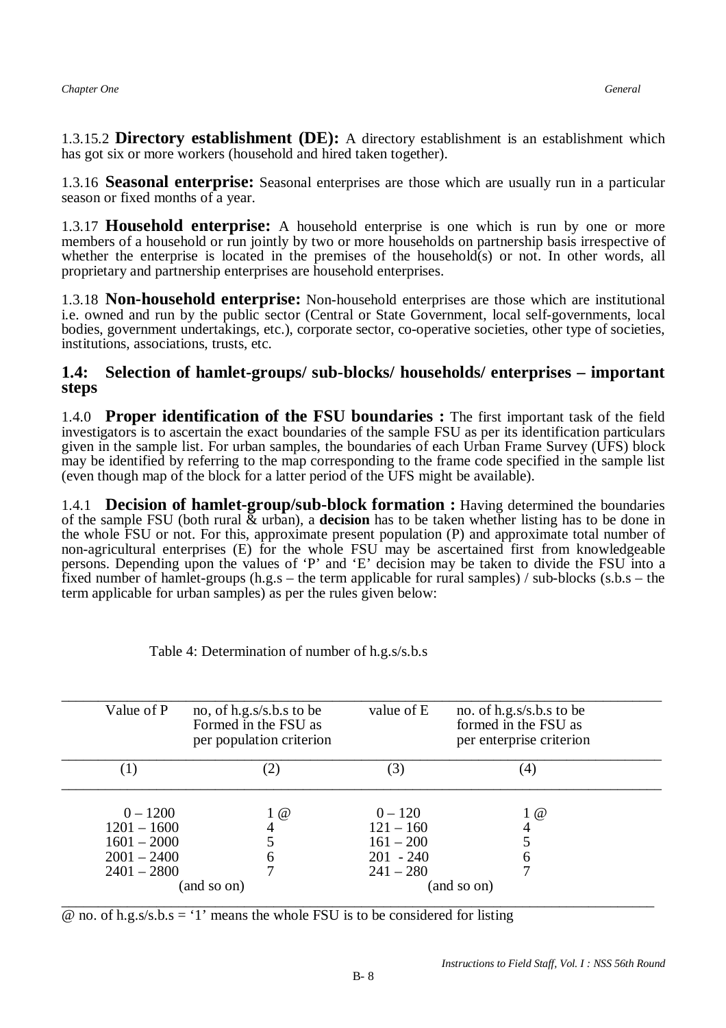1.3.15.2 **Directory establishment (DE):** A directory establishment is an establishment which has got six or more workers (household and hired taken together).

1.3.16 **Seasonal enterprise:** Seasonal enterprises are those which are usually run in a particular season or fixed months of a year.

1.3.17 **Household enterprise:** A household enterprise is one which is run by one or more members of a household or run jointly by two or more households on partnership basis irrespective of whether the enterprise is located in the premises of the household(s) or not. In other words, all proprietary and partnership enterprises are household enterprises.

1.3.18 **Non-household enterprise:** Non-household enterprises are those which are institutional i.e. owned and run by the public sector (Central or State Government, local self-governments, local bodies, government undertakings, etc.), corporate sector, co-operative societies, other type of societies, institutions, associations, trusts, etc.

## 1.4: Selection of hamlet-groups/ sub-blocks/ households/ enterprises – important steps

1.4.0 **Proper identification of the FSU boundaries :** The first important task of the field investigators is to ascertain the exact boundaries of the sample FSU as per its identification particulars given in the sample list. For urban samples, the boundaries of each Urban Frame Survey (UFS) block may be identified by referring to the map corresponding to the frame code specified in the sample list (even though map of the block for a latter period of the UFS might be available).

1.4.1 **Decision of hamlet-group/sub-block formation :** Having determined the boundaries of the sample FSU (both rural & urban), a **decision** has to be taken whether listing has to be done in the whole FSU or not. For this, approximate present population (P) and approximate total number of non-agricultural enterprises (E) for the whole FSU may be ascertained first from knowledgeable persons. Depending upon the values of 'P' and 'E' decision may be taken to divide the FSU into a fixed number of hamlet-groups (h.g.s – the term applicable for rural samples) / sub-blocks (s.b.s – the term applicable for urban samples) as per the rules given below:

Table 4: Determination of number of h.g.s/s.b.s

| Value of P | no, of h.g.s/s.b.s to be Formed in the FSU as per population criterion | value of E | no. of h.g.s/s.b.s to be formed in the FSU as per enterprise criterion |
|---|---|---|---|
| (1) | (2) | (3) | (4) |
| 0 – 1200 | 1 @ | 0 – 120 | 1 @ |
| 1201 – 1600 | 4 | 121 – 160 | 4 |
| 1601 – 2000 | 5 | 161 – 200 | 5 |
| 2001 – 2400 | 6 | 201 - 240 | 6 |
| 2401 – 2800 | 7 | 241 – 280 | 7 |
| (and so on) | | (and so on) | |

@ no. of h.g.s/s.b.s = '1' means the whole FSU is to be considered for listing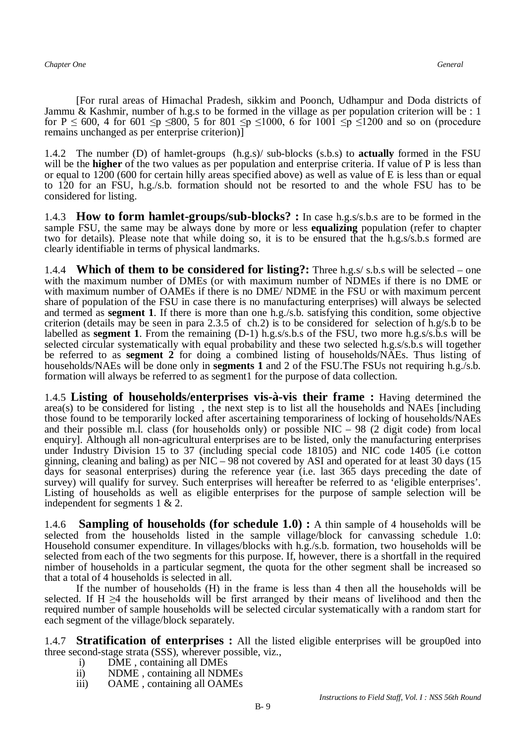[For rural areas of Himachal Pradesh, sikkim and Poonch, Udhampur and Doda districts of Jammu & Kashmir, number of h.g.s to be formed in the village as per population criterion will be : 1 for $P \leq 600$, 4 for $601 \leq p \leq 800$, 5 for $801 \leq p \leq 1000$, 6 for $1001 \leq p \leq 1200$ and so on (procedure remains unchanged as per enterprise criterion)]

1.4.2 The number (D) of hamlet-groups (h.g.s)/ sub-blocks (s.b.s) to **actually** formed in the FSU will be the **higher** of the two values as per population and enterprise criteria. If value of P is less than or equal to 1200 (600 for certain hilly areas specified above) as well as value of E is less than or equal to 120 for an FSU, h.g./s.b. formation should not be resorted to and the whole FSU has to be considered for listing.

1.4.3 **How to form hamlet-groups/sub-blocks? :** In case h.g.s/s.b.s are to be formed in the sample FSU, the same may be always done by more or less **equalizing** population (refer to chapter two for details). Please note that while doing so, it is to be ensured that the h.g.s/s.b.s formed are clearly identifiable in terms of physical landmarks.

1.4.4 **Which of them to be considered for listing?:** Three h.g.s/ s.b.s will be selected – one with the maximum number of DMEs (or with maximum number of NDMEs if there is no DME or with maximum number of OAMEs if there is no DME/ NDME in the FSU or with maximum percent share of population of the FSU in case there is no manufacturing enterprises) will always be selected and termed as **segment 1**. If there is more than one h.g./s.b. satisfying this condition, some objective criterion (details may be seen in para 2.3.5 of ch.2) is to be considered for selection of h.g/s.b to be labelled as **segment 1**. From the remaining (D-1) h.g.s/s.b.s of the FSU, two more h.g.s/s.b.s will be selected circular systematically with equal probability and these two selected h.g.s/s.b.s will together be referred to as **segment 2** for doing a combined listing of households/NAEs. Thus listing of households/NAEs will be done only in **segments 1** and 2 of the FSU.The FSUs not requiring h.g./s.b. formation will always be referred to as segment1 for the purpose of data collection.

1.4.5 **Listing of households/enterprises vis-à-vis their frame :** Having determined the area(s) to be considered for listing , the next step is to list all the households and NAEs [including those found to be temporarily locked after ascertaining temporariness of locking of households/NAEs and their possible m.l. class (for households only) or possible NIC – 98 (2 digit code) from local enquiry]. Although all non-agricultural enterprises are to be listed, only the manufacturing enterprises under Industry Division 15 to 37 (including special code 18105) and NIC code 1405 (i.e cotton ginning, cleaning and baling) as per NIC – 98 not covered by ASI and operated for at least 30 days (15 days for seasonal enterprises) during the reference year (i.e. last 365 days preceding the date of survey) will qualify for survey. Such enterprises will hereafter be referred to as 'eligible enterprises'. Listing of households as well as eligible enterprises for the purpose of sample selection will be independent for segments 1 & 2.

1.4.6 **Sampling of households (for schedule 1.0) :** A thin sample of 4 households will be selected from the households listed in the sample village/block for canvassing schedule 1.0: Household consumer expenditure. In villages/blocks with h.g./s.b. formation, two households will be selected from each of the two segments for this purpose. If, however, there is a shortfall in the required nimber of households in a particular segment, the quota for the other segment shall be increased so that a total of 4 households is selected in all.

If the number of households (H) in the frame is less than 4 then all the households will be selected. If $H \geq 4$ the households will be first arranged by their means of livelihood and then the required number of sample households will be selected circular systematically with a random start for each segment of the village/block separately.

1.4.7 **Stratification of enterprises :** All the listed eligible enterprises will be group0ed into three second-stage strata (SSS), wherever possible, viz.,

i) DME , containing all DMEs
ii) NDME , containing all NDMEs
iii) OAME , containing all OAMEs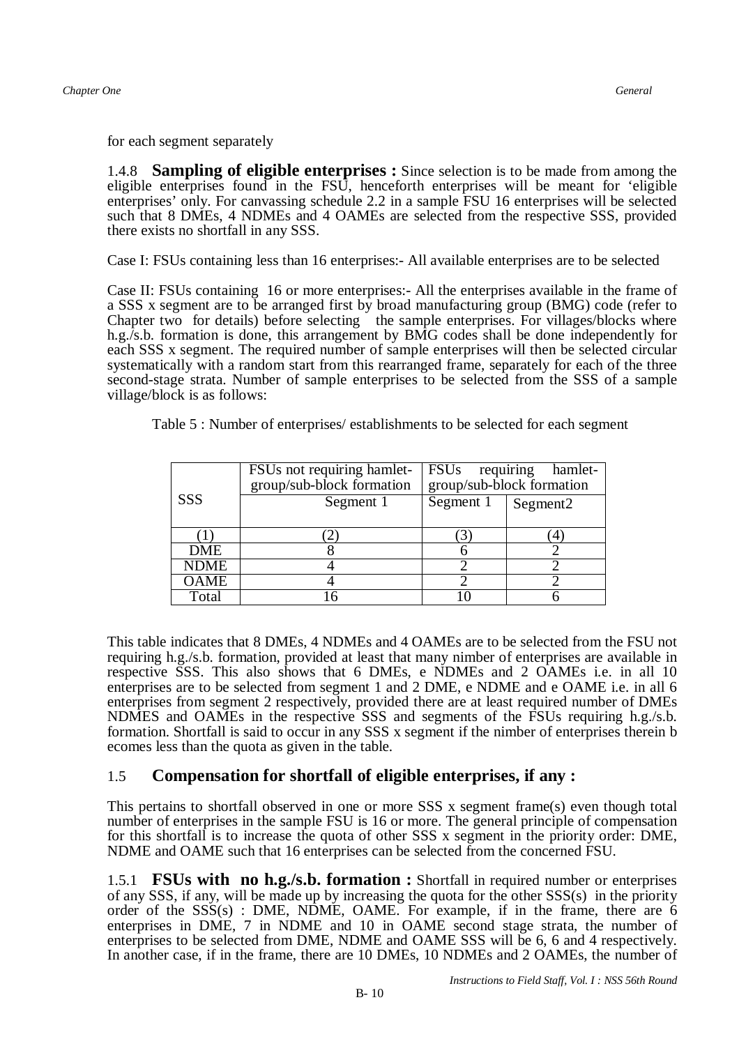for each segment separately

1.4.8 **Sampling of eligible enterprises :** Since selection is to be made from among the eligible enterprises found in the FSU, henceforth enterprises will be meant for 'eligible enterprises' only. For canvassing schedule 2.2 in a sample FSU 16 enterprises will be selected such that 8 DMEs, 4 NDMEs and 4 OAMEs are selected from the respective SSS, provided there exists no shortfall in any SSS.

Case I: FSUs containing less than 16 enterprises:- All available enterprises are to be selected

Case II: FSUs containing 16 or more enterprises:- All the enterprises available in the frame of a SSS x segment are to be arranged first by broad manufacturing group (BMG) code (refer to Chapter two for details) before selecting the sample enterprises. For villages/blocks where h.g./s.b. formation is done, this arrangement by BMG codes shall be done independently for each SSS x segment. The required number of sample enterprises will then be selected circular systematically with a random start from this rearranged frame, separately for each of the three second-stage strata. Number of sample enterprises to be selected from the SSS of a sample village/block is as follows:

Table 5 : Number of enterprises/ establishments to be selected for each segment

| SSS | FSUs not requiring hamlet-group/sub-block formation | FSUs requiring hamlet-group/sub-block formation | |
|---|---|---|---|
| | Segment 1 | Segment 1 | Segment2 |
| (1) | (2) | (3) | (4) |
| DME | 8 | 6 | 2 |
| NDME | 4 | 2 | 2 |
| OAME | 4 | 2 | 2 |
| Total | 16 | 10 | 6 |

This table indicates that 8 DMEs, 4 NDMEs and 4 OAMEs are to be selected from the FSU not requiring h.g./s.b. formation, provided at least that many nimber of enterprises are available in respective SSS. This also shows that 6 DMEs, e NDMEs and 2 OAMEs i.e. in all 10 enterprises are to be selected from segment 1 and 2 DME, e NDME and e OAME i.e. in all 6 enterprises from segment 2 respectively, provided there are at least required number of DMEs NDMES and OAMEs in the respective SSS and segments of the FSUs requiring h.g./s.b. formation. Shortfall is said to occur in any SSS x segment if the nimber of enterprises therein b ecomes less than the quota as given in the table.

## 1.5 Compensation for shortfall of eligible enterprises, if any :

This pertains to shortfall observed in one or more SSS x segment frame(s) even though total number of enterprises in the sample FSU is 16 or more. The general principle of compensation for this shortfall is to increase the quota of other SSS x segment in the priority order: DME, NDME and OAME such that 16 enterprises can be selected from the concerned FSU.

1.5.1 **FSUs with no h.g./s.b. formation :** Shortfall in required number or enterprises of any SSS, if any, will be made up by increasing the quota for the other SSS(s) in the priority order of the SSS(s) : DME, NDME, OAME. For example, if in the frame, there are 6 enterprises in DME, 7 in NDME and 10 in OAME second stage strata, the number of enterprises to be selected from DME, NDME and OAME SSS will be 6, 6 and 4 respectively. In another case, if in the frame, there are 10 DMEs, 10 NDMEs and 2 OAMEs, the number of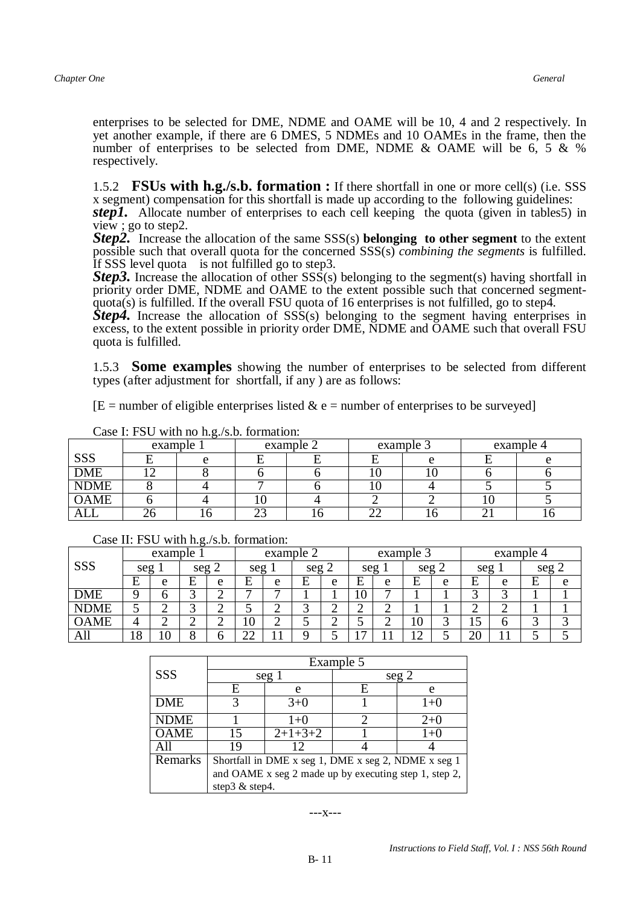enterprises to be selected for DME, NDME and OAME will be 10, 4 and 2 respectively. In yet another example, if there are 6 DMES, 5 NDMEs and 10 OAMEs in the frame, then the number of enterprises to be selected from DME, NDME & OAME will be 6, 5 & % respectively.

1.5.2 **FSUs with h.g./s.b. formation :** If there shortfall in one or more cell(s) (i.e. SSS x segment) compensation for this shortfall is made up according to the following guidelines:

***step1.*** Allocate number of enterprises to each cell keeping the quota (given in tables5) in view ; go to step2.

***Step2.*** Increase the allocation of the same SSS(s) **belonging to other segment** to the extent possible such that overall quota for the concerned SSS(s) *combining the segments* is fulfilled. If SSS level quota is not fulfilled go to step3.

***Step3.*** Increase the allocation of other SSS(s) belonging to the segment(s) having shortfall in priority order DME, NDME and OAME to the extent possible such that concerned segment-quota(s) is fulfilled. If the overall FSU quota of 16 enterprises is not fulfilled, go to step4.

***Step4.*** Increase the allocation of SSS(s) belonging to the segment having enterprises in excess, to the extent possible in priority order DME, NDME and OAME such that overall FSU quota is fulfilled.

1.5.3 **Some examples** showing the number of enterprises to be selected from different types (after adjustment for shortfall, if any ) are as follows:

[E = number of eligible enterprises listed & e = number of enterprises to be surveyed]

Case I: FSU with no h.g./s.b. formation:

| SSS | example 1 | | example 2 | | example 3 | | example 4 | |
|---|---|---|---|---|---|---|---|---|
| | E | e | E | E | E | e | E | e |
| DME | 12 | 8 | 6 | 6 | 10 | 10 | 6 | 6 |
| NDME | 8 | 4 | 7 | 6 | 10 | 4 | 5 | 5 |
| OAME | 6 | 4 | 10 | 4 | 2 | 2 | 10 | 5 |
| ALL | 26 | 16 | 23 | 16 | 22 | 16 | 21 | 16 |

Case II: FSU with h.g./s.b. formation:

| SSS | example 1 | | | | example 2 | | | | example 3 | | | | example 4 | | | |
|---|---|---|---|---|---|---|---|---|---|---|---|---|---|---|---|---|
| | seg 1 | | seg 2 | | seg 1 | | seg 2 | | seg 1 | | seg 2 | | seg 1 | | seg 2 | |
| | E | e | E | e | E | e | E | e | E | e | E | e | E | e | E | e |
| DME | 9 | 6 | 3 | 2 | 7 | 7 | 1 | 1 | 10 | 7 | 1 | 1 | 3 | 3 | 1 | 1 |
| NDME | 5 | 2 | 3 | 2 | 5 | 2 | 3 | 2 | 2 | 2 | 1 | 1 | 2 | 2 | 1 | 1 |
| OAME | 4 | 2 | 2 | 2 | 10 | 2 | 5 | 2 | 5 | 2 | 10 | 3 | 15 | 6 | 3 | 3 |
| All | 18 | 10 | 8 | 6 | 22 | 11 | 9 | 5 | 17 | 11 | 12 | 5 | 20 | 11 | 5 | 5 |

| SSS | Example 5 | | | |
|---|---|---|---|---|
| | seg 1 | | seg 2 | |
| | E | e | E | e |
| DME | 3 | 3+0 | 1 | 1+0 |
| NDME | 1 | 1+0 | 2 | 2+0 |
| OAME | 15 | 2+1+3+2 | 1 | 1+0 |
| All | 19 | 12 | 4 | 4 |
| Remarks | Shortfall in DME x seg 1, DME x seg 2, NDME x seg 1 and OAME x seg 2 made up by executing step 1, step 2, step3 & step4. | | | |

---x---